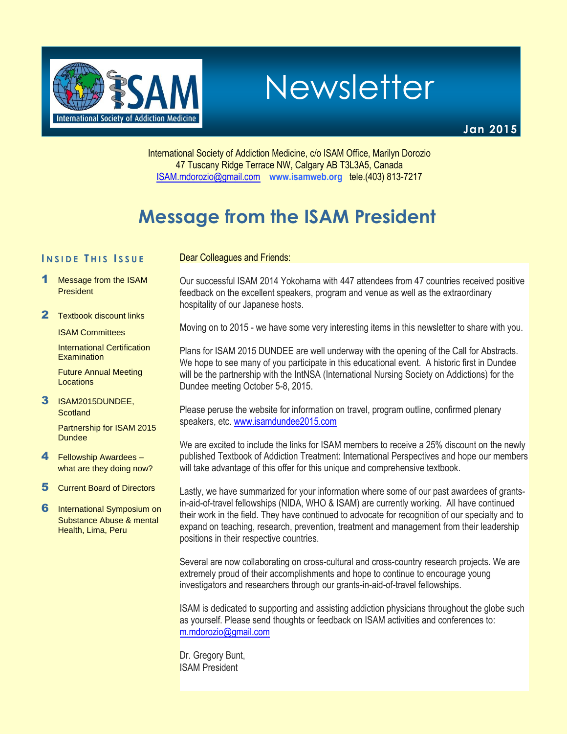# Newsletter

**Jan 2015**

International Society of Addiction Medicine, c/o ISAM Office, Marilyn Dorozio
47 Tuscany Ridge Terrace NW, Calgary AB T3L3A5, Canada
ISAM.mdorozio@gmail.com **www.isamweb.org** tele.(403) 813-7217

## Message from the ISAM President

### Inside This Issue

1. Message from the ISAM President
2. Textbook discount links
   - ISAM Committees
   - International Certification Examination
   - Future Annual Meeting Locations
3. ISAM2015DUNDEE, Scotland
   - Partnership for ISAM 2015 Dundee
4. Fellowship Awardees – what are they doing now?
5. Current Board of Directors
6. International Symposium on Substance Abuse & mental Health, Lima, Peru

Dear Colleagues and Friends:

Our successful ISAM 2014 Yokohama with 447 attendees from 47 countries received positive feedback on the excellent speakers, program and venue as well as the extraordinary hospitality of our Japanese hosts.

Moving on to 2015 - we have some very interesting items in this newsletter to share with you.

Plans for ISAM 2015 DUNDEE are well underway with the opening of the Call for Abstracts. We hope to see many of you participate in this educational event. A historic first in Dundee will be the partnership with the IntNSA (International Nursing Society on Addictions) for the Dundee meeting October 5-8, 2015.

Please peruse the website for information on travel, program outline, confirmed plenary speakers, etc. www.isamdundee2015.com

We are excited to include the links for ISAM members to receive a 25% discount on the newly published Textbook of Addiction Treatment: International Perspectives and hope our members will take advantage of this offer for this unique and comprehensive textbook.

Lastly, we have summarized for your information where some of our past awardees of grants-in-aid-of-travel fellowships (NIDA, WHO & ISAM) are currently working. All have continued their work in the field. They have continued to advocate for recognition of our specialty and to expand on teaching, research, prevention, treatment and management from their leadership positions in their respective countries.

Several are now collaborating on cross-cultural and cross-country research projects. We are extremely proud of their accomplishments and hope to continue to encourage young investigators and researchers through our grants-in-aid-of-travel fellowships.

ISAM is dedicated to supporting and assisting addiction physicians throughout the globe such as yourself. Please send thoughts or feedback on ISAM activities and conferences to: m.mdorozio@gmail.com

Dr. Gregory Bunt,
ISAM President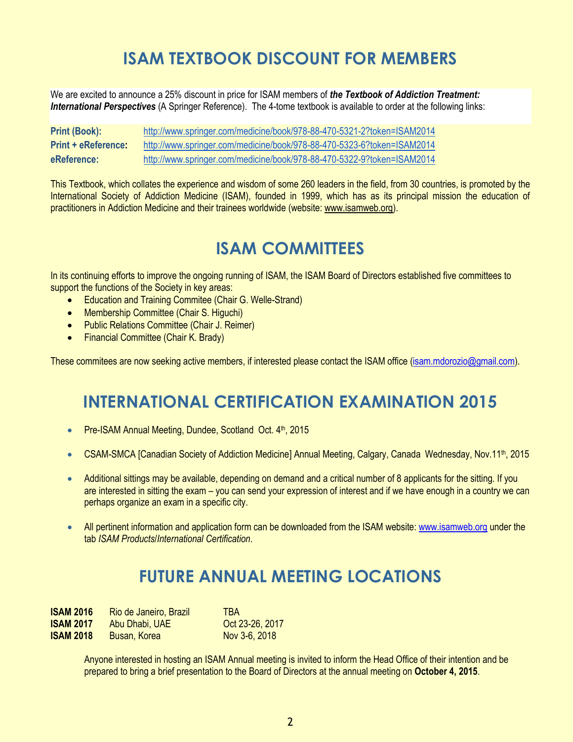# ISAM TEXTBOOK DISCOUNT FOR MEMBERS

We are excited to announce a 25% discount in price for ISAM members of ***the Textbook of Addiction Treatment: International Perspectives*** (A Springer Reference). The 4-tome textbook is available to order at the following links:

| | |
|---|---|
| **Print (Book):** | http://www.springer.com/medicine/book/978-88-470-5321-2?token=ISAM2014 |
| **Print + eReference:** | http://www.springer.com/medicine/book/978-88-470-5323-6?token=ISAM2014 |
| **eReference:** | http://www.springer.com/medicine/book/978-88-470-5322-9?token=ISAM2014 |

This Textbook, which collates the experience and wisdom of some 260 leaders in the field, from 30 countries, is promoted by the International Society of Addiction Medicine (ISAM), founded in 1999, which has as its principal mission the education of practitioners in Addiction Medicine and their trainees worldwide (website: www.isamweb.org).

# ISAM COMMITTEES

In its continuing efforts to improve the ongoing running of ISAM, the ISAM Board of Directors established five committees to support the functions of the Society in key areas:

- Education and Training Commitee (Chair G. Welle-Strand)
- Membership Committee (Chair S. Higuchi)
- Public Relations Committee (Chair J. Reimer)
- Financial Committee (Chair K. Brady)

These commitees are now seeking active members, if interested please contact the ISAM office (isam.mdorozio@gmail.com).

# INTERNATIONAL CERTIFICATION EXAMINATION 2015

- Pre-ISAM Annual Meeting, Dundee, Scotland Oct. 4th, 2015
- CSAM-SMCA [Canadian Society of Addiction Medicine] Annual Meeting, Calgary, Canada Wednesday, Nov.11th, 2015
- Additional sittings may be available, depending on demand and a critical number of 8 applicants for the sitting. If you are interested in sitting the exam – you can send your expression of interest and if we have enough in a country we can perhaps organize an exam in a specific city.
- All pertinent information and application form can be downloaded from the ISAM website: www.isamweb.org under the tab *ISAM Products*/*International Certification*.

# FUTURE ANNUAL MEETING LOCATIONS

| | | |
|---|---|---|
| **ISAM 2016** | Rio de Janeiro, Brazil | TBA |
| **ISAM 2017** | Abu Dhabi, UAE | Oct 23-26, 2017 |
| **ISAM 2018** | Busan, Korea | Nov 3-6, 2018 |

Anyone interested in hosting an ISAM Annual meeting is invited to inform the Head Office of their intention and be prepared to bring a brief presentation to the Board of Directors at the annual meeting on **October 4, 2015**.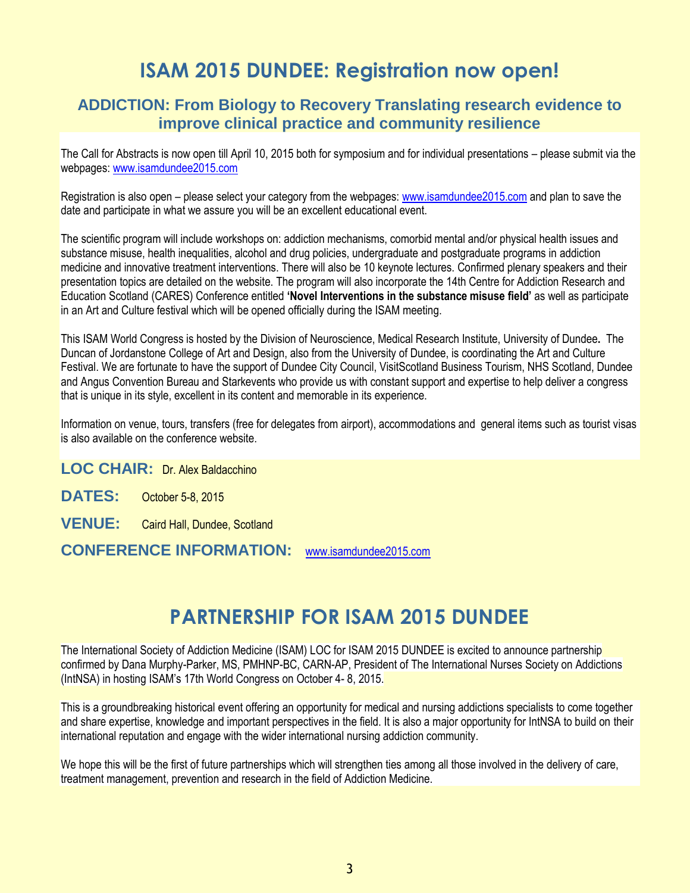# ISAM 2015 DUNDEE: Registration now open!

## ADDICTION: From Biology to Recovery Translating research evidence to improve clinical practice and community resilience

The Call for Abstracts is now open till April 10, 2015 both for symposium and for individual presentations – please submit via the webpages: www.isamdundee2015.com

Registration is also open – please select your category from the webpages: www.isamdundee2015.com and plan to save the date and participate in what we assure you will be an excellent educational event.

The scientific program will include workshops on: addiction mechanisms, comorbid mental and/or physical health issues and substance misuse, health inequalities, alcohol and drug policies, undergraduate and postgraduate programs in addiction medicine and innovative treatment interventions. There will also be 10 keynote lectures. Confirmed plenary speakers and their presentation topics are detailed on the website. The program will also incorporate the 14th Centre for Addiction Research and Education Scotland (CARES) Conference entitled **'Novel Interventions in the substance misuse field'** as well as participate in an Art and Culture festival which will be opened officially during the ISAM meeting.

This ISAM World Congress is hosted by the Division of Neuroscience, Medical Research Institute, University of Dundee**.** The Duncan of Jordanstone College of Art and Design, also from the University of Dundee, is coordinating the Art and Culture Festival. We are fortunate to have the support of Dundee City Council, VisitScotland Business Tourism, NHS Scotland, Dundee and Angus Convention Bureau and Starkevents who provide us with constant support and expertise to help deliver a congress that is unique in its style, excellent in its content and memorable in its experience.

Information on venue, tours, transfers (free for delegates from airport), accommodations and general items such as tourist visas is also available on the conference website.

**LOC CHAIR:** Dr. Alex Baldacchino

**DATES:** October 5-8, 2015

**VENUE:** Caird Hall, Dundee, Scotland

**CONFERENCE INFORMATION:** www.isamdundee2015.com

# PARTNERSHIP FOR ISAM 2015 DUNDEE

The International Society of Addiction Medicine (ISAM) LOC for ISAM 2015 DUNDEE is excited to announce partnership confirmed by Dana Murphy-Parker, MS, PMHNP-BC, CARN-AP, President of The International Nurses Society on Addictions (IntNSA) in hosting ISAM's 17th World Congress on October 4- 8, 2015.

This is a groundbreaking historical event offering an opportunity for medical and nursing addictions specialists to come together and share expertise, knowledge and important perspectives in the field. It is also a major opportunity for IntNSA to build on their international reputation and engage with the wider international nursing addiction community.

We hope this will be the first of future partnerships which will strengthen ties among all those involved in the delivery of care, treatment management, prevention and research in the field of Addiction Medicine.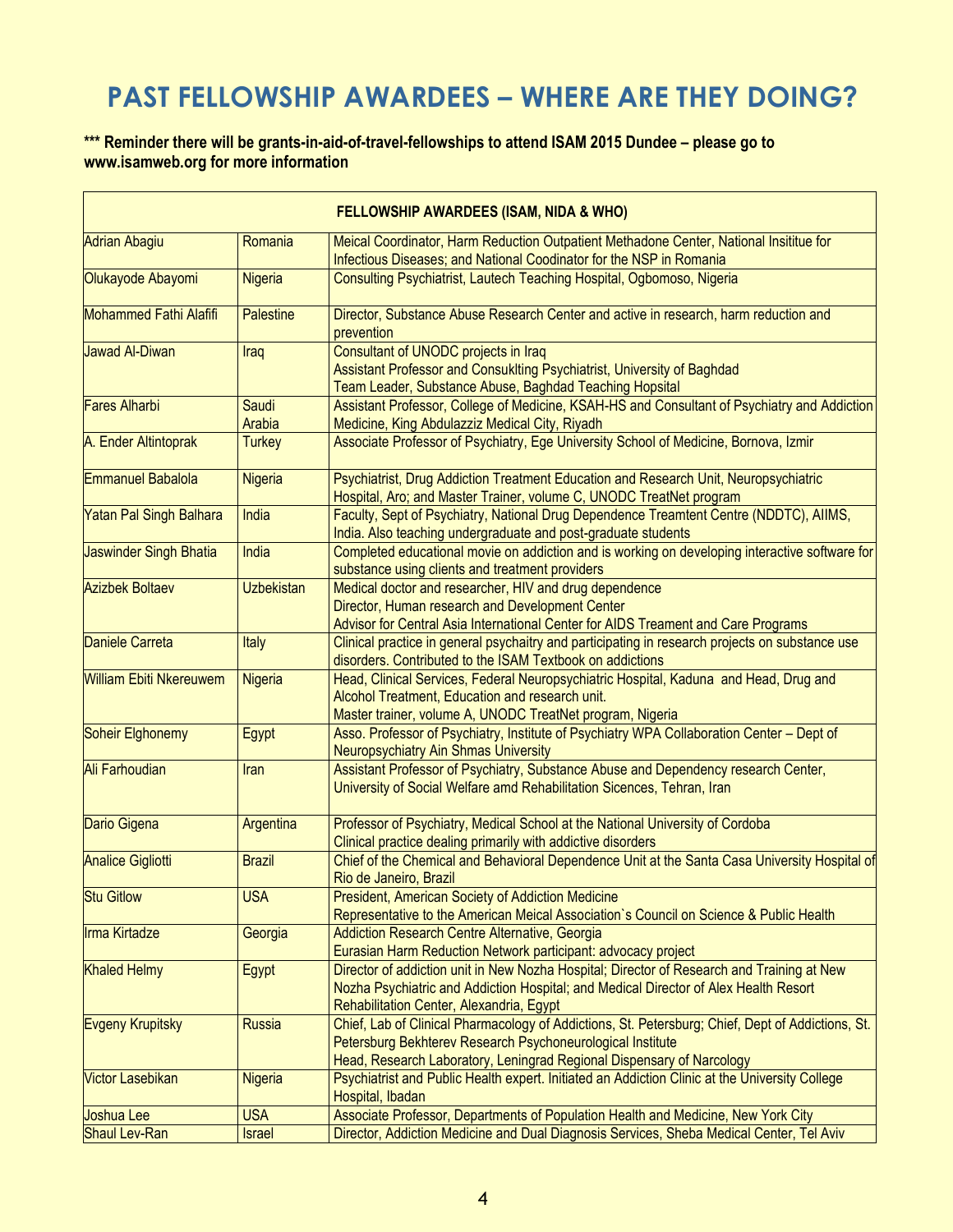# PAST FELLOWSHIP AWARDEES – WHERE ARE THEY DOING?

**\*\*\* Reminder there will be grants-in-aid-of-travel-fellowships to attend ISAM 2015 Dundee – please go to www.isamweb.org for more information**

| FELLOWSHIP AWARDEES (ISAM, NIDA & WHO) | | |
|---|---|---|
| Adrian Abagiu | Romania | Meical Coordinator, Harm Reduction Outpatient Methadone Center, National Insititue for Infectious Diseases; and National Coodinator for the NSP in Romania |
| Olukayode Abayomi | Nigeria | Consulting Psychiatrist, Lautech Teaching Hospital, Ogbomoso, Nigeria |
| Mohammed Fathi Alafifi | Palestine | Director, Substance Abuse Research Center and active in research, harm reduction and prevention |
| Jawad Al-Diwan | Iraq | Consultant of UNODC projects in Iraq<br>Assistant Professor and Consuklting Psychiatrist, University of Baghdad<br>Team Leader, Substance Abuse, Baghdad Teaching Hopsital |
| Fares Alharbi | Saudi Arabia | Assistant Professor, College of Medicine, KSAH-HS and Consultant of Psychiatry and Addiction Medicine, King Abdulazziz Medical City, Riyadh |
| A. Ender Altintoprak | Turkey | Associate Professor of Psychiatry, Ege University School of Medicine, Bornova, Izmir |
| Emmanuel Babalola | Nigeria | Psychiatrist, Drug Addiction Treatment Education and Research Unit, Neuropsychiatric Hospital, Aro; and Master Trainer, volume C, UNODC TreatNet program |
| Yatan Pal Singh Balhara | India | Faculty, Sept of Psychiatry, National Drug Dependence Treamtent Centre (NDDTC), AIIMS, India. Also teaching undergraduate and post-graduate students |
| Jaswinder Singh Bhatia | India | Completed educational movie on addiction and is working on developing interactive software for substance using clients and treatment providers |
| Azizbek Boltaev | Uzbekistan | Medical doctor and researcher, HIV and drug dependence<br>Director, Human research and Development Center<br>Advisor for Central Asia International Center for AIDS Treament and Care Programs |
| Daniele Carreta | Italy | Clinical practice in general psychaitry and participating in research projects on substance use disorders. Contributed to the ISAM Textbook on addictions |
| William Ebiti Nkereuwem | Nigeria | Head, Clinical Services, Federal Neuropsychiatric Hospital, Kaduna and Head, Drug and Alcohol Treatment, Education and research unit.<br>Master trainer, volume A, UNODC TreatNet program, Nigeria |
| Soheir Elghonemy | Egypt | Asso. Professor of Psychiatry, Institute of Psychiatry WPA Collaboration Center – Dept of Neuropsychiatry Ain Shmas University |
| Ali Farhoudian | Iran | Assistant Professor of Psychiatry, Substance Abuse and Dependency research Center, University of Social Welfare amd Rehabilitation Sicences, Tehran, Iran |
| Dario Gigena | Argentina | Professor of Psychiatry, Medical School at the National University of Cordoba<br>Clinical practice dealing primarily with addictive disorders |
| Analice Gigliotti | Brazil | Chief of the Chemical and Behavioral Dependence Unit at the Santa Casa University Hospital of Rio de Janeiro, Brazil |
| Stu Gitlow | USA | President, American Society of Addiction Medicine<br>Representative to the American Meical Association`s Council on Science & Public Health |
| Irma Kirtadze | Georgia | Addiction Research Centre Alternative, Georgia<br>Eurasian Harm Reduction Network participant: advocacy project |
| Khaled Helmy | Egypt | Director of addiction unit in New Nozha Hospital; Director of Research and Training at New Nozha Psychiatric and Addiction Hospital; and Medical Director of Alex Health Resort Rehabilitation Center, Alexandria, Egypt |
| Evgeny Krupitsky | Russia | Chief, Lab of Clinical Pharmacology of Addictions, St. Petersburg; Chief, Dept of Addictions, St. Petersburg Bekhterev Research Psychoneurological Institute<br>Head, Research Laboratory, Leningrad Regional Dispensary of Narcology |
| Victor Lasebikan | Nigeria | Psychiatrist and Public Health expert. Initiated an Addiction Clinic at the University College Hospital, Ibadan |
| Joshua Lee | USA | Associate Professor, Departments of Population Health and Medicine, New York City |
| Shaul Lev-Ran | Israel | Director, Addiction Medicine and Dual Diagnosis Services, Sheba Medical Center, Tel Aviv |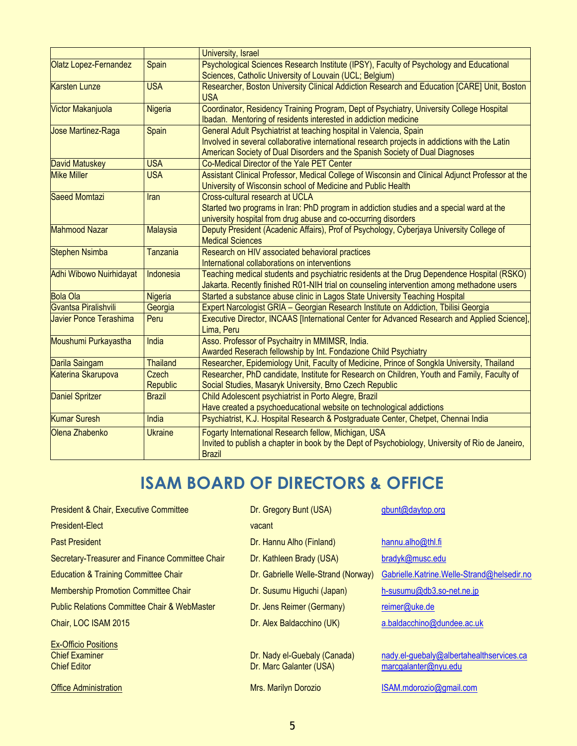|  |  | University, Israel |
|---|---|---|
| Olatz Lopez-Fernandez | Spain | Psychological Sciences Research Institute (IPSY), Faculty of Psychology and Educational Sciences, Catholic University of Louvain (UCL; Belgium) |
| Karsten Lunze | USA | Researcher, Boston University Clinical Addiction Research and Education [CARE] Unit, Boston USA |
| Victor Makanjuola | Nigeria | Coordinator, Residency Training Program, Dept of Psychiatry, University College Hospital Ibadan. Mentoring of residents interested in addiction medicine |
| Jose Martinez-Raga | Spain | General Adult Psychiatrist at teaching hospital in Valencia, Spain<br>Involved in several collaborative international research projects in addictions with the Latin American Society of Dual Disorders and the Spanish Society of Dual Diagnoses |
| David Matuskey | USA | Co-Medical Director of the Yale PET Center |
| Mike Miller | USA | Assistant Clinical Professor, Medical College of Wisconsin and Clinical Adjunct Professor at the University of Wisconsin school of Medicine and Public Health |
| Saeed Momtazi | Iran | Cross-cultural research at UCLA<br>Started two programs in Iran: PhD program in addiction studies and a special ward at the university hospital from drug abuse and co-occurring disorders |
| Mahmood Nazar | Malaysia | Deputy President (Acadenic Affairs), Prof of Psychology, Cyberjaya University College of Medical Sciences |
| Stephen Nsimba | Tanzania | Research on HIV associated behavioral practices<br>International collaborations on interventions |
| Adhi Wibowo Nuirhidayat | Indonesia | Teaching medical students and psychiatric residents at the Drug Dependence Hospital (RSKO) Jakarta. Recently finished R01-NIH trial on counseling intervention among methadone users |
| Bola Ola | Nigeria | Started a substance abuse clinic in Lagos State University Teaching Hospital |
| Gvantsa Piralishvili | Georgia | Expert Narcologist GRIA – Georgian Research Institute on Addiction, Tbilisi Georgia |
| Javier Ponce Terashima | Peru | Executive Director, INCAAS [International Center for Advanced Research and Applied Science], Lima, Peru |
| Moushumi Purkayastha | India | Asso. Professor of Psychaitry in MMIMSR, India.<br>Awarded Reserach fellowship by Int. Fondazione Child Psychiatry |
| Darila Saingam | Thailand | Researcher, Epidemiology Unit, Faculty of Medicine, Prince of Songkla University, Thailand |
| Katerina Skarupova | Czech Republic | Researcher, PhD candidate, Institute for Research on Children, Youth and Family, Faculty of Social Studies, Masaryk University, Brno Czech Republic |
| Daniel Spritzer | Brazil | Child Adolescent psychiatrist in Porto Alegre, Brazil<br>Have created a psychoeducational website on technological addictions |
| Kumar Suresh | India | Psychiatrist, K.J. Hospital Research & Postgraduate Center, Chetpet, Chennai India |
| Olena Zhabenko | Ukraine | Fogarty International Research fellow, Michigan, USA<br>Invited to publish a chapter in book by the Dept of Psychobiology, University of Rio de Janeiro, Brazil |

# ISAM BOARD OF DIRECTORS & OFFICE

| | | |
|---|---|---|
| President & Chair, Executive Committee | Dr. Gregory Bunt (USA) | gbunt@daytop.org |
| President-Elect | vacant | |
| Past President | Dr. Hannu Alho (Finland) | hannu.alho@thl.fi |
| Secretary-Treasurer and Finance Committee Chair | Dr. Kathleen Brady (USA) | bradyk@musc.edu |
| Education & Training Committee Chair | Dr. Gabrielle Welle-Strand (Norway) | Gabrielle.Katrine.Welle-Strand@helsedir.no |
| Membership Promotion Committee Chair | Dr. Susumu Higuchi (Japan) | h-susumu@db3.so-net.ne.jp |
| Public Relations Committee Chair & WebMaster | Dr. Jens Reimer (Germany) | reimer@uke.de |
| Chair, LOC ISAM 2015 | Dr. Alex Baldacchino (UK) | a.baldacchino@dundee.ac.uk |

Ex-Officio Positions

| | | |
|---|---|---|
| Chief Examiner | Dr. Nady el-Guebaly (Canada) | nady.el-guebaly@albertahealthservices.ca |
| Chief Editor | Dr. Marc Galanter (USA) | marcgalanter@nyu.edu |

| | | |
|---|---|---|
| Office Administration | Mrs. Marilyn Dorozio | ISAM.mdorozio@gmail.com |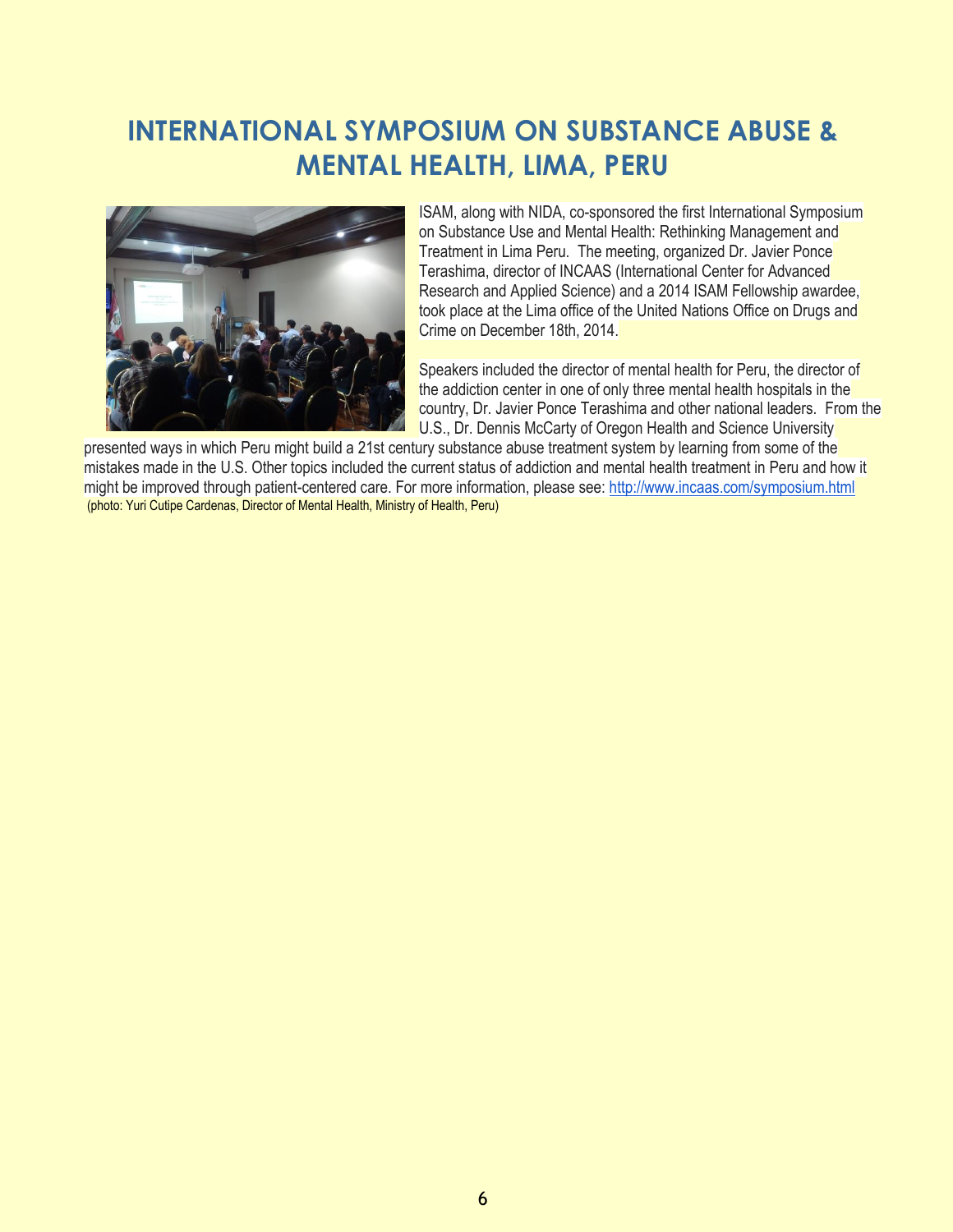# INTERNATIONAL SYMPOSIUM ON SUBSTANCE ABUSE & MENTAL HEALTH, LIMA, PERU

ISAM, along with NIDA, co-sponsored the first International Symposium on Substance Use and Mental Health: Rethinking Management and Treatment in Lima Peru. The meeting, organized Dr. Javier Ponce Terashima, director of INCAAS (International Center for Advanced Research and Applied Science) and a 2014 ISAM Fellowship awardee, took place at the Lima office of the United Nations Office on Drugs and Crime on December 18th, 2014.

Speakers included the director of mental health for Peru, the director of the addiction center in one of only three mental health hospitals in the country, Dr. Javier Ponce Terashima and other national leaders. From the U.S., Dr. Dennis McCarty of Oregon Health and Science University presented ways in which Peru might build a 21st century substance abuse treatment system by learning from some of the mistakes made in the U.S. Other topics included the current status of addiction and mental health treatment in Peru and how it might be improved through patient-centered care. For more information, please see: http://www.incaas.com/symposium.html

(photo: Yuri Cutipe Cardenas, Director of Mental Health, Ministry of Health, Peru)